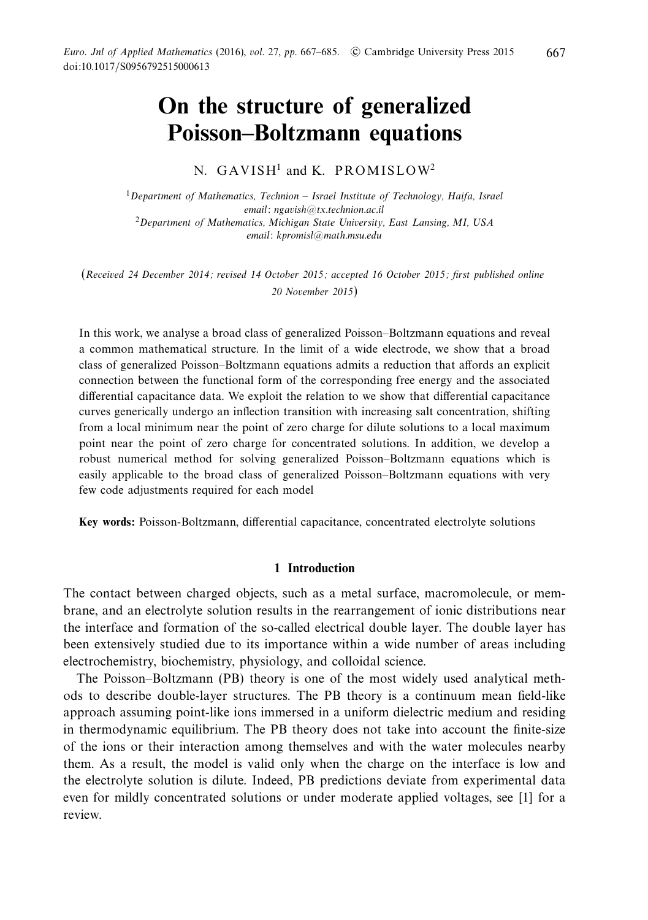# On the structure of generalized Poisson–Boltzmann equations

N. GAVISH[1] and K. PROMISLOW[2]

[1]*Department of Mathematics, Technion – Israel Institute of Technology, Haifa, Israel*
*email*: *ngavish@tx.technion.ac.il*
[2]*Department of Mathematics, Michigan State University, East Lansing, MI, USA*
*email*: *kpromisl@math.msu.edu*

(*Received 24 December 2014; revised 14 October 2015; accepted 16 October 2015; first published online 20 November 2015*)

In this work, we analyse a broad class of generalized Poisson–Boltzmann equations and reveal a common mathematical structure. In the limit of a wide electrode, we show that a broad class of generalized Poisson–Boltzmann equations admits a reduction that affords an explicit connection between the functional form of the corresponding free energy and the associated differential capacitance data. We exploit the relation to we show that differential capacitance curves generically undergo an inflection transition with increasing salt concentration, shifting from a local minimum near the point of zero charge for dilute solutions to a local maximum point near the point of zero charge for concentrated solutions. In addition, we develop a robust numerical method for solving generalized Poisson–Boltzmann equations which is easily applicable to the broad class of generalized Poisson–Boltzmann equations with very few code adjustments required for each model

**Key words:** Poisson-Boltzmann, differential capacitance, concentrated electrolyte solutions

## 1 Introduction

The contact between charged objects, such as a metal surface, macromolecule, or membrane, and an electrolyte solution results in the rearrangement of ionic distributions near the interface and formation of the so-called electrical double layer. The double layer has been extensively studied due to its importance within a wide number of areas including electrochemistry, biochemistry, physiology, and colloidal science.

The Poisson–Boltzmann (PB) theory is one of the most widely used analytical methods to describe double-layer structures. The PB theory is a continuum mean field-like approach assuming point-like ions immersed in a uniform dielectric medium and residing in thermodynamic equilibrium. The PB theory does not take into account the finite-size of the ions or their interaction among themselves and with the water molecules nearby them. As a result, the model is valid only when the charge on the interface is low and the electrolyte solution is dilute. Indeed, PB predictions deviate from experimental data even for mildly concentrated solutions or under moderate applied voltages, see [1] for a review.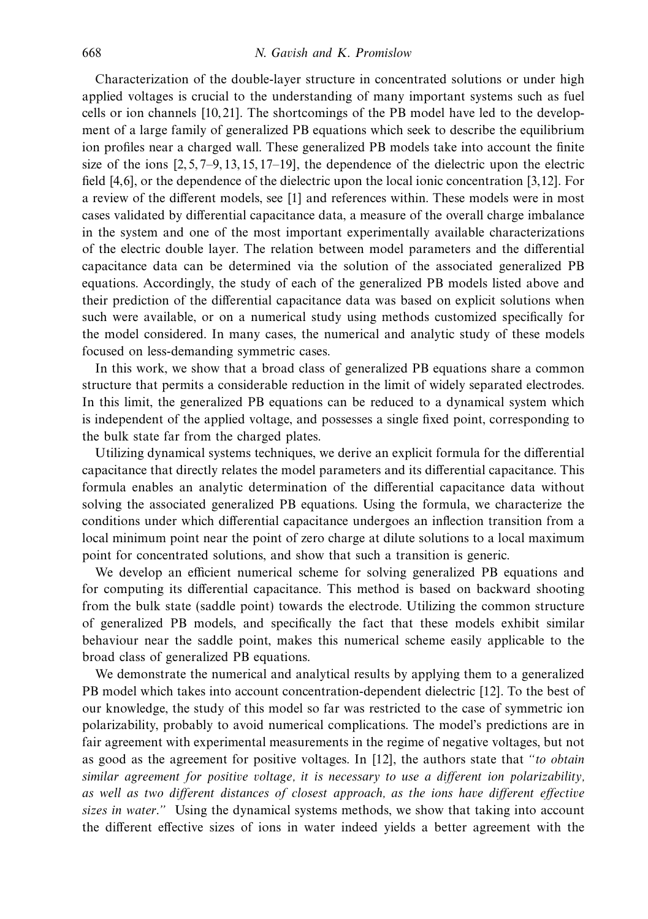Characterization of the double-layer structure in concentrated solutions or under high applied voltages is crucial to the understanding of many important systems such as fuel cells or ion channels [10, 21]. The shortcomings of the PB model have led to the development of a large family of generalized PB equations which seek to describe the equilibrium ion profiles near a charged wall. These generalized PB models take into account the finite size of the ions [2, 5, 7–9, 13, 15, 17–19], the dependence of the dielectric upon the electric field [4,6], or the dependence of the dielectric upon the local ionic concentration [3,12]. For a review of the different models, see [1] and references within. These models were in most cases validated by differential capacitance data, a measure of the overall charge imbalance in the system and one of the most important experimentally available characterizations of the electric double layer. The relation between model parameters and the differential capacitance data can be determined via the solution of the associated generalized PB equations. Accordingly, the study of each of the generalized PB models listed above and their prediction of the differential capacitance data was based on explicit solutions when such were available, or on a numerical study using methods customized specifically for the model considered. In many cases, the numerical and analytic study of these models focused on less-demanding symmetric cases.

In this work, we show that a broad class of generalized PB equations share a common structure that permits a considerable reduction in the limit of widely separated electrodes. In this limit, the generalized PB equations can be reduced to a dynamical system which is independent of the applied voltage, and possesses a single fixed point, corresponding to the bulk state far from the charged plates.

Utilizing dynamical systems techniques, we derive an explicit formula for the differential capacitance that directly relates the model parameters and its differential capacitance. This formula enables an analytic determination of the differential capacitance data without solving the associated generalized PB equations. Using the formula, we characterize the conditions under which differential capacitance undergoes an inflection transition from a local minimum point near the point of zero charge at dilute solutions to a local maximum point for concentrated solutions, and show that such a transition is generic.

We develop an efficient numerical scheme for solving generalized PB equations and for computing its differential capacitance. This method is based on backward shooting from the bulk state (saddle point) towards the electrode. Utilizing the common structure of generalized PB models, and specifically the fact that these models exhibit similar behaviour near the saddle point, makes this numerical scheme easily applicable to the broad class of generalized PB equations.

We demonstrate the numerical and analytical results by applying them to a generalized PB model which takes into account concentration-dependent dielectric [12]. To the best of our knowledge, the study of this model so far was restricted to the case of symmetric ion polarizability, probably to avoid numerical complications. The model's predictions are in fair agreement with experimental measurements in the regime of negative voltages, but not as good as the agreement for positive voltages. In [12], the authors state that *"to obtain similar agreement for positive voltage, it is necessary to use a different ion polarizability, as well as two different distances of closest approach, as the ions have different effective sizes in water."* Using the dynamical systems methods, we show that taking into account the different effective sizes of ions in water indeed yields a better agreement with the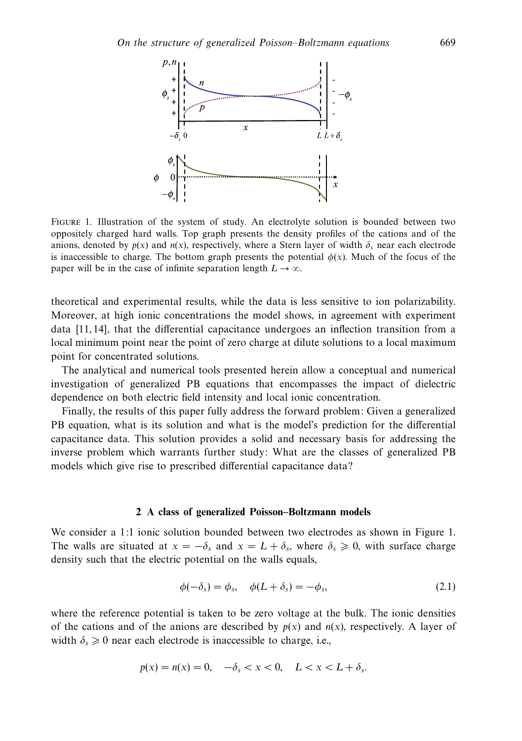FIGURE 1. Illustration of the system of study. An electrolyte solution is bounded between two oppositely charged hard walls. Top graph presents the density profiles of the cations and of the anions, denoted by $p(x)$ and $n(x)$, respectively, where a Stern layer of width $\delta_s$ near each electrode is inaccessible to charge. The bottom graph presents the potential $\phi(x)$. Much of the focus of the paper will be in the case of infinite separation length $L \to \infty$.

theoretical and experimental results, while the data is less sensitive to ion polarizability. Moreover, at high ionic concentrations the model shows, in agreement with experiment data [11, 14], that the differential capacitance undergoes an inflection transition from a local minimum point near the point of zero charge at dilute solutions to a local maximum point for concentrated solutions.

The analytical and numerical tools presented herein allow a conceptual and numerical investigation of generalized PB equations that encompasses the impact of dielectric dependence on both electric field intensity and local ionic concentration.

Finally, the results of this paper fully address the forward problem: Given a generalized PB equation, what is its solution and what is the model's prediction for the differential capacitance data. This solution provides a solid and necessary basis for addressing the inverse problem which warrants further study: What are the classes of generalized PB models which give rise to prescribed differential capacitance data?

## 2 A class of generalized Poisson–Boltzmann models

We consider a 1:1 ionic solution bounded between two electrodes as shown in Figure 1. The walls are situated at $x = -\delta_s$ and $x = L + \delta_s$, where $\delta_s \geqslant 0$, with surface charge density such that the electric potential on the walls equals,

$$\phi(-\delta_s) = \phi_s, \quad \phi(L + \delta_s) = -\phi_s, \tag{2.1}$$

where the reference potential is taken to be zero voltage at the bulk. The ionic densities of the cations and of the anions are described by $p(x)$ and $n(x)$, respectively. A layer of width $\delta_s \geqslant 0$ near each electrode is inaccessible to charge, i.e.,

$$p(x) = n(x) = 0, \quad -\delta_s < x < 0, \quad L < x < L + \delta_s.$$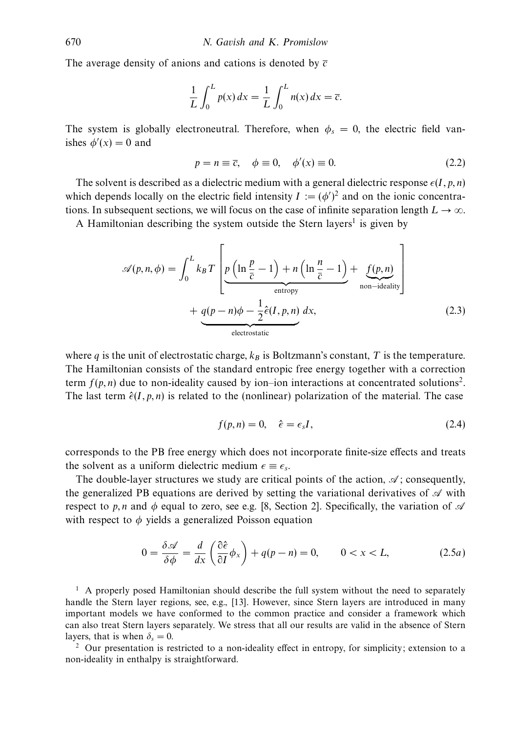The average density of anions and cations is denoted by $\overline{c}$

$$\frac{1}{L}\int_0^L p(x)\,dx = \frac{1}{L}\int_0^L n(x)\,dx = \overline{c}.$$

The system is globally electroneutral. Therefore, when $\phi_s = 0$, the electric field vanishes $\phi'(x) = 0$ and

$$p = n \equiv \overline{c}, \quad \phi \equiv 0, \quad \phi'(x) \equiv 0. \tag{2.2}$$

The solvent is described as a dielectric medium with a general dielectric response $\epsilon(I, p, n)$ which depends locally on the electric field intensity $I := (\phi')^2$ and on the ionic concentrations. In subsequent sections, we will focus on the case of infinite separation length $L \to \infty$.

A Hamiltonian describing the system outside the Stern layers[1] is given by

$$\mathscr{A}(p, n, \phi) = \int_0^L k_B T \left[ \underbrace{p\left(\ln\frac{p}{\overline{c}} - 1\right) + n\left(\ln\frac{n}{\overline{c}} - 1\right)}_{\text{entropy}} + \underbrace{f(p,n)}_{\text{non-ideality}} \right] + \underbrace{q(p-n)\phi - \frac{1}{2}\hat{\epsilon}(I, p, n)}_{\text{electrostatic}}\,dx, \tag{2.3}$$

where $q$ is the unit of electrostatic charge, $k_B$ is Boltzmann's constant, $T$ is the temperature. The Hamiltonian consists of the standard entropic free energy together with a correction term $f(p, n)$ due to non-ideality caused by ion–ion interactions at concentrated solutions[2]. The last term $\hat{\epsilon}(I, p, n)$ is related to the (nonlinear) polarization of the material. The case

$$f(p, n) = 0, \quad \hat{\epsilon} = \epsilon_s I, \tag{2.4}$$

corresponds to the PB free energy which does not incorporate finite-size effects and treats the solvent as a uniform dielectric medium $\epsilon \equiv \epsilon_s$.

The double-layer structures we study are critical points of the action, $\mathscr{A}$; consequently, the generalized PB equations are derived by setting the variational derivatives of $\mathscr{A}$ with respect to $p, n$ and $\phi$ equal to zero, see e.g. [8, Section 2]. Specifically, the variation of $\mathscr{A}$ with respect to $\phi$ yields a generalized Poisson equation

$$0 = \frac{\delta \mathscr{A}}{\delta \phi} = \frac{d}{dx}\left(\frac{\partial \hat{\epsilon}}{\partial I}\phi_x\right) + q(p - n) = 0, \qquad 0 < x < L, \tag{2.5a}$$

[1] A properly posed Hamiltonian should describe the full system without the need to separately handle the Stern layer regions, see, e.g., [13]. However, since Stern layers are introduced in many important models we have conformed to the common practice and consider a framework which can also treat Stern layers separately. We stress that all our results are valid in the absence of Stern layers, that is when $\delta_s = 0$.

[2] Our presentation is restricted to a non-ideality effect in entropy, for simplicity; extension to a non-ideality in enthalpy is straightforward.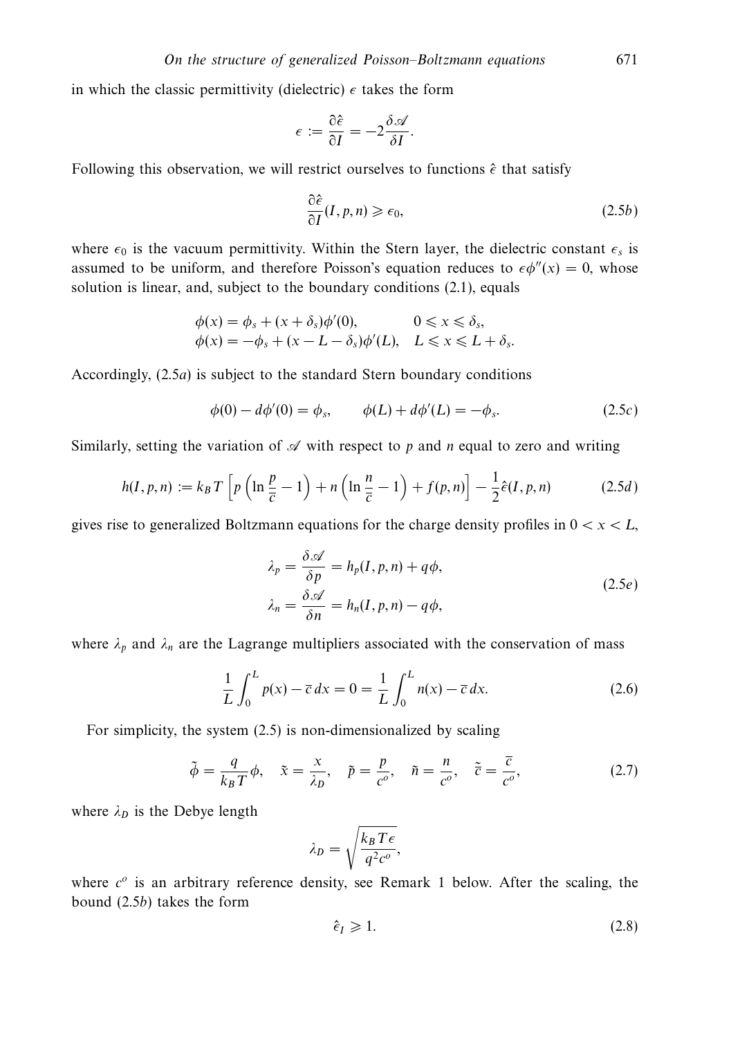in which the classic permittivity (dielectric) $\epsilon$ takes the form

$$\epsilon := \frac{\partial \hat{\epsilon}}{\partial I} = -2\frac{\delta \mathscr{A}}{\delta I}.$$

Following this observation, we will restrict ourselves to functions $\hat{\epsilon}$ that satisfy

$$\frac{\partial \hat{\epsilon}}{\partial I}(I, p, n) \geqslant \epsilon_0, \tag{2.5b}$$

where $\epsilon_0$ is the vacuum permittivity. Within the Stern layer, the dielectric constant $\epsilon_s$ is assumed to be uniform, and therefore Poisson's equation reduces to $\epsilon\phi''(x) = 0$, whose solution is linear, and, subject to the boundary conditions (2.1), equals

$$\begin{aligned}
\phi(x) &= \phi_s + (x + \delta_s)\phi'(0), \qquad & 0 \leqslant x \leqslant \delta_s,\\
\phi(x) &= -\phi_s + (x - L - \delta_s)\phi'(L), \qquad & L \leqslant x \leqslant L + \delta_s.
\end{aligned}$$

Accordingly, (2.5$a$) is subject to the standard Stern boundary conditions

$$\phi(0) - d\phi'(0) = \phi_s, \qquad \phi(L) + d\phi'(L) = -\phi_s. \tag{2.5c}$$

Similarly, setting the variation of $\mathscr{A}$ with respect to $p$ and $n$ equal to zero and writing

$$h(I, p, n) := k_B T\left[p\left(\ln\frac{p}{\overline{c}} - 1\right) + n\left(\ln\frac{n}{\overline{c}} - 1\right) + f(p, n)\right] - \frac{1}{2}\hat{\epsilon}(I, p, n) \tag{2.5d}$$

gives rise to generalized Boltzmann equations for the charge density profiles in $0 < x < L$,

$$\begin{aligned}
\lambda_p &= \frac{\delta \mathscr{A}}{\delta p} = h_p(I, p, n) + q\phi,\\
\lambda_n &= \frac{\delta \mathscr{A}}{\delta n} = h_n(I, p, n) - q\phi,
\end{aligned} \tag{2.5e}$$

where $\lambda_p$ and $\lambda_n$ are the Lagrange multipliers associated with the conservation of mass

$$\frac{1}{L}\int_0^L p(x) - \overline{c}\, dx = 0 = \frac{1}{L}\int_0^L n(x) - \overline{c}\, dx. \tag{2.6}$$

For simplicity, the system (2.5) is non-dimensionalized by scaling

$$\tilde{\phi} = \frac{q}{k_B T}\phi, \quad \tilde{x} = \frac{x}{\lambda_D}, \quad \tilde{p} = \frac{p}{c^o}, \quad \tilde{n} = \frac{n}{c^o}, \quad \tilde{\overline{c}} = \frac{\overline{c}}{c^o}, \tag{2.7}$$

where $\lambda_D$ is the Debye length

$$\lambda_D = \sqrt{\frac{k_B T \epsilon}{q^2 c^o}},$$

where $c^o$ is an arbitrary reference density, see Remark 1 below. After the scaling, the bound (2.5$b$) takes the form

$$\hat{\epsilon}_I \geqslant 1. \tag{2.8}$$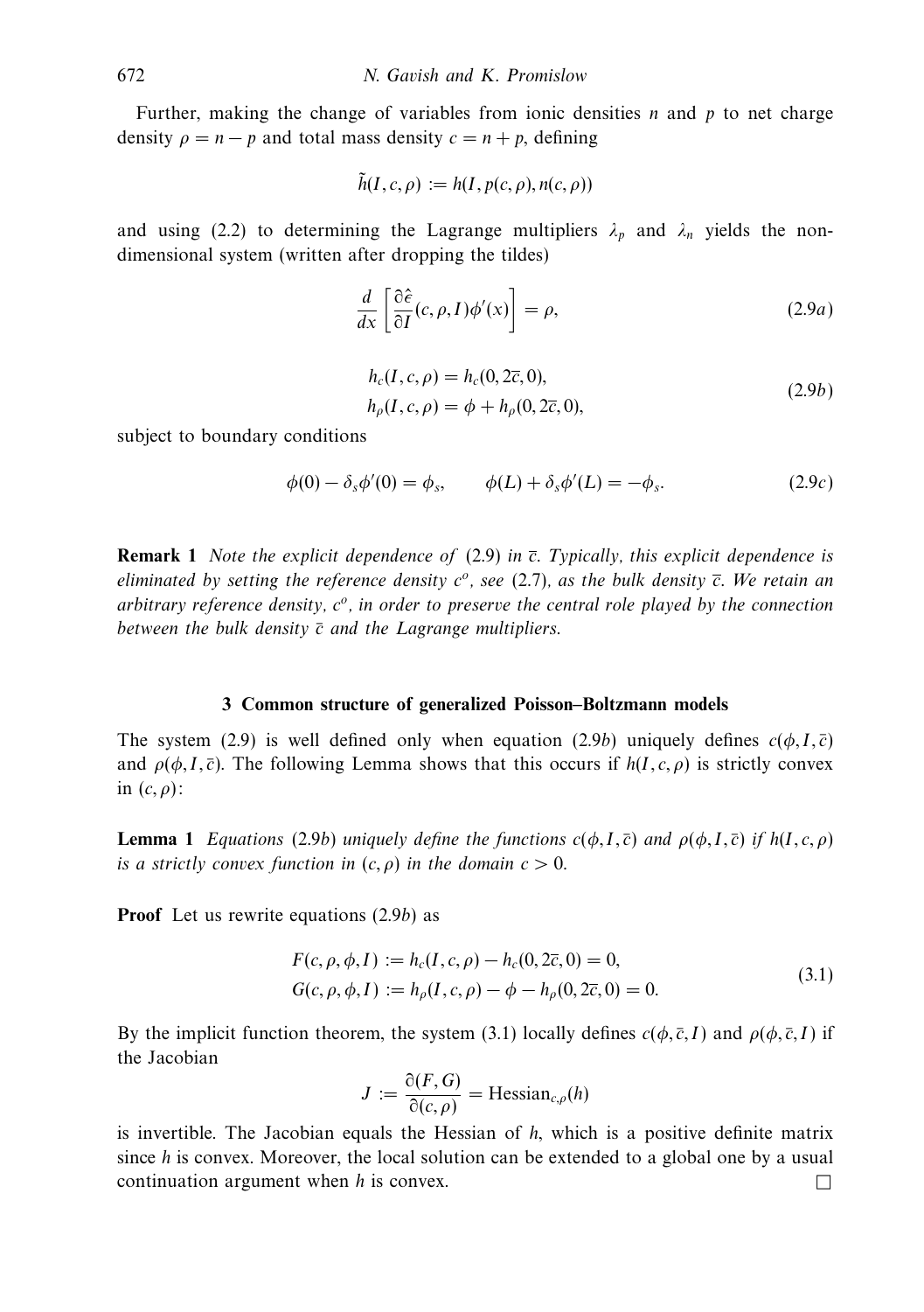Further, making the change of variables from ionic densities $n$ and $p$ to net charge density $\rho = n - p$ and total mass density $c = n + p$, defining

$$\tilde{h}(I, c, \rho) := h(I, p(c, \rho), n(c, \rho))$$

and using (2.2) to determining the Lagrange multipliers $\lambda_p$ and $\lambda_n$ yields the non-dimensional system (written after dropping the tildes)

$$\frac{d}{dx}\left[\frac{\partial \hat{\epsilon}}{\partial I}(c, \rho, I)\phi'(x)\right] = \rho, \tag{2.9a}$$

$$\begin{aligned} h_c(I, c, \rho) &= h_c(0, 2\overline{c}, 0), \\ h_\rho(I, c, \rho) &= \phi + h_\rho(0, 2\overline{c}, 0), \end{aligned} \tag{2.9b}$$

subject to boundary conditions

$$\phi(0) - \delta_s \phi'(0) = \phi_s, \qquad \phi(L) + \delta_s \phi'(L) = -\phi_s. \tag{2.9c}$$

**Remark 1** *Note the explicit dependence of* (2.9) *in* $\overline{c}$*. Typically, this explicit dependence is eliminated by setting the reference density* $c^o$*, see* (2.7)*, as the bulk density* $\overline{c}$*. We retain an arbitrary reference density,* $c^o$*, in order to preserve the central role played by the connection between the bulk density* $\overline{c}$ *and the Lagrange multipliers.*

## 3 Common structure of generalized Poisson–Boltzmann models

The system (2.9) is well defined only when equation (2.9$b$) uniquely defines $c(\phi, I, \overline{c})$ and $\rho(\phi, I, \overline{c})$. The following Lemma shows that this occurs if $h(I, c, \rho)$ is strictly convex in $(c, \rho)$:

**Lemma 1** *Equations* (2.9$b$) *uniquely define the functions* $c(\phi, I, \overline{c})$ *and* $\rho(\phi, I, \overline{c})$ *if* $h(I, c, \rho)$ *is a strictly convex function in* $(c, \rho)$ *in the domain* $c > 0$*.*

**Proof** Let us rewrite equations (2.9$b$) as

$$\begin{aligned} F(c, \rho, \phi, I) &:= h_c(I, c, \rho) - h_c(0, 2\overline{c}, 0) = 0, \\ G(c, \rho, \phi, I) &:= h_\rho(I, c, \rho) - \phi - h_\rho(0, 2\overline{c}, 0) = 0. \end{aligned} \tag{3.1}$$

By the implicit function theorem, the system (3.1) locally defines $c(\phi, \overline{c}, I)$ and $\rho(\phi, \overline{c}, I)$ if the Jacobian

$$J := \frac{\partial(F, G)}{\partial(c, \rho)} = \text{Hessian}_{c,\rho}(h)$$

is invertible. The Jacobian equals the Hessian of $h$, which is a positive definite matrix since $h$ is convex. Moreover, the local solution can be extended to a global one by a usual continuation argument when $h$ is convex. □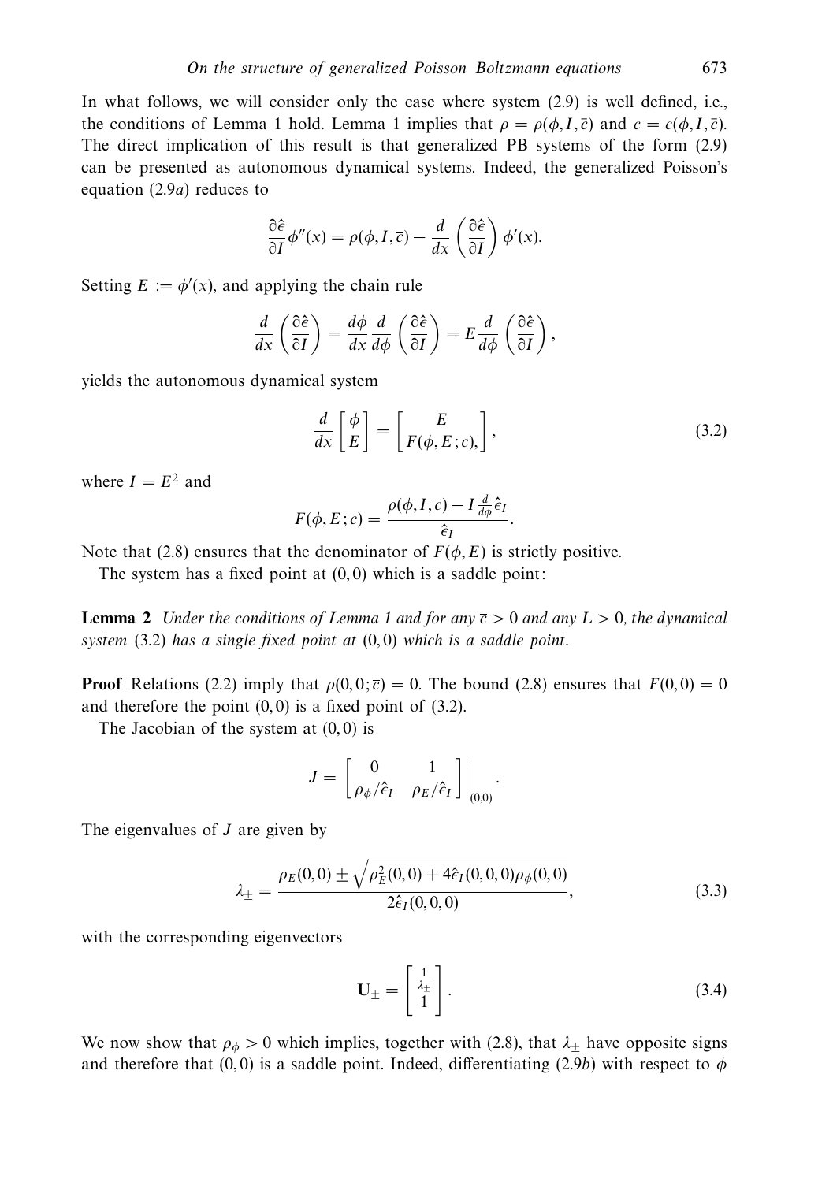In what follows, we will consider only the case where system (2.9) is well defined, i.e., the conditions of Lemma 1 hold. Lemma 1 implies that $\rho = \rho(\phi, I, \overline{c})$ and $c = c(\phi, I, \overline{c})$. The direct implication of this result is that generalized PB systems of the form (2.9) can be presented as autonomous dynamical systems. Indeed, the generalized Poisson's equation (2.9*a*) reduces to

$$\frac{\partial \hat{\epsilon}}{\partial I}\phi''(x) = \rho(\phi, I, \overline{c}) - \frac{d}{dx}\left(\frac{\partial \hat{\epsilon}}{\partial I}\right)\phi'(x).$$

Setting $E := \phi'(x)$, and applying the chain rule

$$\frac{d}{dx}\left(\frac{\partial \hat{\epsilon}}{\partial I}\right) = \frac{d\phi}{dx}\frac{d}{d\phi}\left(\frac{\partial \hat{\epsilon}}{\partial I}\right) = E\frac{d}{d\phi}\left(\frac{\partial \hat{\epsilon}}{\partial I}\right),$$

yields the autonomous dynamical system

$$\frac{d}{dx}\begin{bmatrix}\phi \\ E\end{bmatrix} = \begin{bmatrix}E \\ F(\phi, E; \overline{c}),\end{bmatrix}, \tag{3.2}$$

where $I = E^2$ and

$$F(\phi, E; \overline{c}) = \frac{\rho(\phi, I, \overline{c}) - I\frac{d}{d\phi}\hat{\epsilon}_I}{\hat{\epsilon}_I}.$$

Note that (2.8) ensures that the denominator of $F(\phi, E)$ is strictly positive.

The system has a fixed point at $(0, 0)$ which is a saddle point:

**Lemma 2** *Under the conditions of Lemma 1 and for any $\overline{c} > 0$ and any $L > 0$, the dynamical system* (3.2) *has a single fixed point at* $(0, 0)$ *which is a saddle point.*

**Proof** Relations (2.2) imply that $\rho(0, 0; \overline{c}) = 0$. The bound (2.8) ensures that $F(0, 0) = 0$ and therefore the point $(0, 0)$ is a fixed point of (3.2).

The Jacobian of the system at $(0, 0)$ is

$$J = \left.\begin{bmatrix}0 & 1 \\ \rho_\phi/\hat{\epsilon}_I & \rho_E/\hat{\epsilon}_I\end{bmatrix}\right|_{(0,0)}.$$

The eigenvalues of $J$ are given by

$$\lambda_\pm = \frac{\rho_E(0, 0) \pm \sqrt{\rho_E^2(0, 0) + 4\hat{\epsilon}_I(0, 0, 0)\rho_\phi(0, 0)}}{2\hat{\epsilon}_I(0, 0, 0)}, \tag{3.3}$$

with the corresponding eigenvectors

$$\mathbf{U}_\pm = \begin{bmatrix}\frac{1}{\lambda_\pm} \\ 1\end{bmatrix}. \tag{3.4}$$

We now show that $\rho_\phi > 0$ which implies, together with (2.8), that $\lambda_\pm$ have opposite signs and therefore that $(0, 0)$ is a saddle point. Indeed, differentiating (2.9*b*) with respect to $\phi$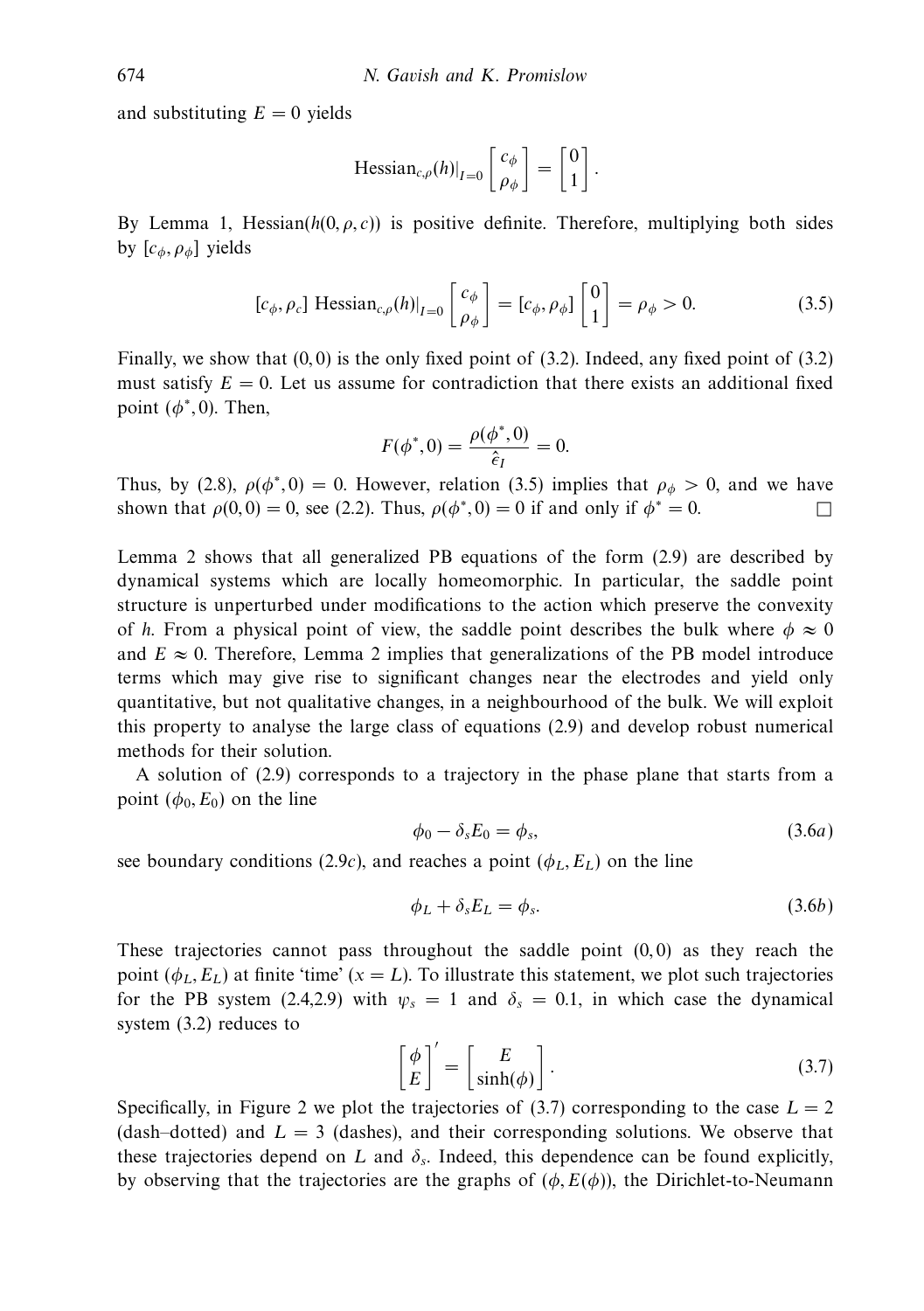and substituting $E = 0$ yields

$$\text{Hessian}_{c,\rho}(h)|_{I=0} \begin{bmatrix} c_\phi \\ \rho_\phi \end{bmatrix} = \begin{bmatrix} 0 \\ 1 \end{bmatrix}.$$

By Lemma 1, Hessian$(h(0, \rho, c))$ is positive definite. Therefore, multiplying both sides by $[c_\phi, \rho_\phi]$ yields

$$[c_\phi, \rho_c] \text{ Hessian}_{c,\rho}(h)|_{I=0} \begin{bmatrix} c_\phi \\ \rho_\phi \end{bmatrix} = [c_\phi, \rho_\phi] \begin{bmatrix} 0 \\ 1 \end{bmatrix} = \rho_\phi > 0. \tag{3.5}$$

Finally, we show that $(0, 0)$ is the only fixed point of (3.2). Indeed, any fixed point of (3.2) must satisfy $E = 0$. Let us assume for contradiction that there exists an additional fixed point $(\phi^*, 0)$. Then,

$$F(\phi^*, 0) = \frac{\rho(\phi^*, 0)}{\hat{\epsilon}_I} = 0.$$

Thus, by (2.8), $\rho(\phi^*, 0) = 0$. However, relation (3.5) implies that $\rho_\phi > 0$, and we have shown that $\rho(0, 0) = 0$, see (2.2). Thus, $\rho(\phi^*, 0) = 0$ if and only if $\phi^* = 0$. □

Lemma 2 shows that all generalized PB equations of the form (2.9) are described by dynamical systems which are locally homeomorphic. In particular, the saddle point structure is unperturbed under modifications to the action which preserve the convexity of $h$. From a physical point of view, the saddle point describes the bulk where $\phi \approx 0$ and $E \approx 0$. Therefore, Lemma 2 implies that generalizations of the PB model introduce terms which may give rise to significant changes near the electrodes and yield only quantitative, but not qualitative changes, in a neighbourhood of the bulk. We will exploit this property to analyse the large class of equations (2.9) and develop robust numerical methods for their solution.

A solution of (2.9) corresponds to a trajectory in the phase plane that starts from a point $(\phi_0, E_0)$ on the line

$$\phi_0 - \delta_s E_0 = \phi_s, \tag{3.6a}$$

see boundary conditions (2.9c), and reaches a point $(\phi_L, E_L)$ on the line

$$\phi_L + \delta_s E_L = \phi_s. \tag{3.6b}$$

These trajectories cannot pass throughout the saddle point $(0, 0)$ as they reach the point $(\phi_L, E_L)$ at finite 'time' ($x = L$). To illustrate this statement, we plot such trajectories for the PB system (2.4,2.9) with $\psi_s = 1$ and $\delta_s = 0.1$, in which case the dynamical system (3.2) reduces to

$$\begin{bmatrix} \phi \\ E \end{bmatrix}' = \begin{bmatrix} E \\ \sinh(\phi) \end{bmatrix}. \tag{3.7}$$

Specifically, in Figure 2 we plot the trajectories of (3.7) corresponding to the case $L = 2$ (dash–dotted) and $L = 3$ (dashes), and their corresponding solutions. We observe that these trajectories depend on $L$ and $\delta_s$. Indeed, this dependence can be found explicitly, by observing that the trajectories are the graphs of $(\phi, E(\phi))$, the Dirichlet-to-Neumann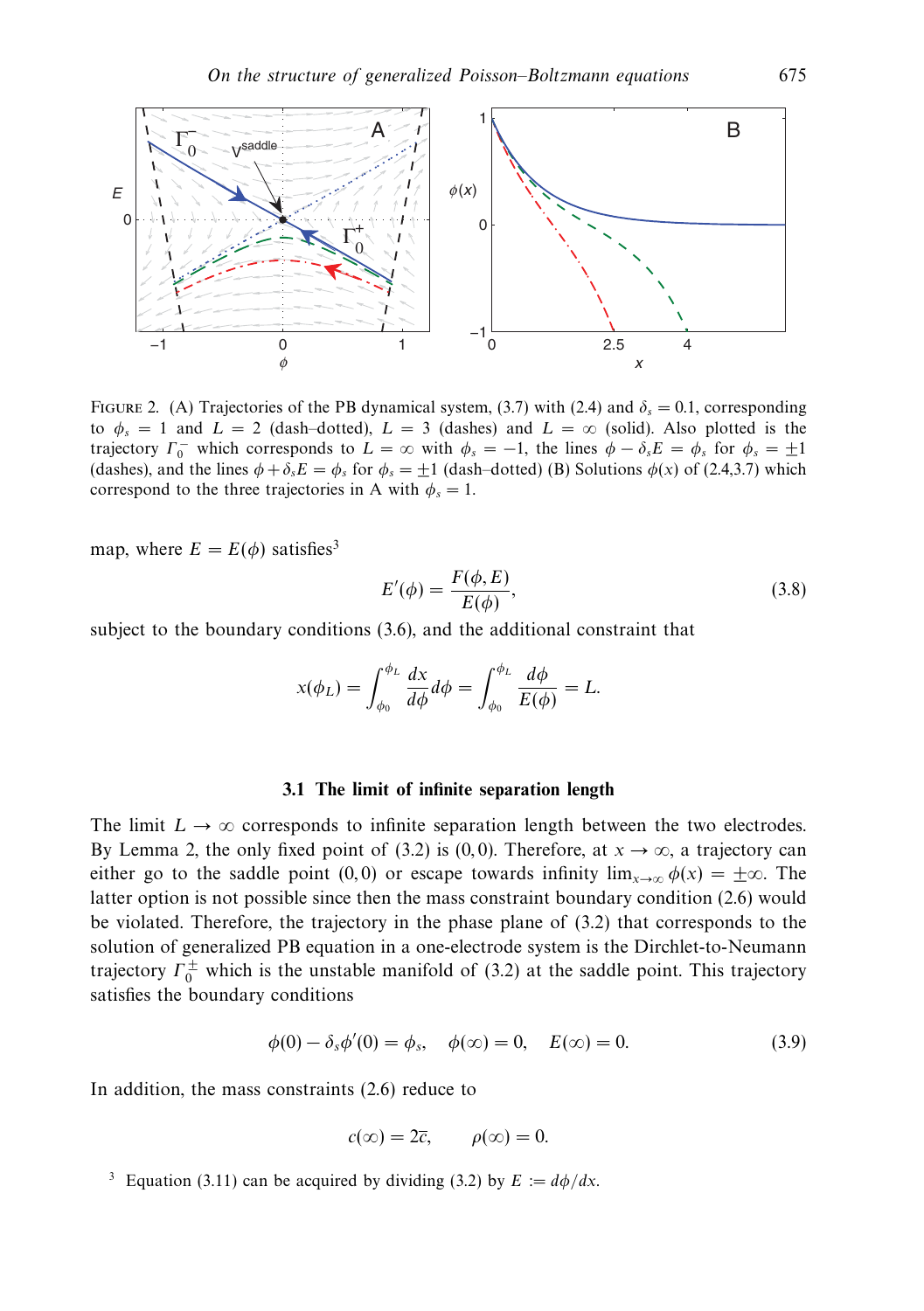FIGURE 2. (A) Trajectories of the PB dynamical system, (3.7) with (2.4) and $\delta_s = 0.1$, corresponding to $\phi_s = 1$ and $L = 2$ (dash–dotted), $L = 3$ (dashes) and $L = \infty$ (solid). Also plotted is the trajectory $\Gamma_0^-$ which corresponds to $L = \infty$ with $\phi_s = -1$, the lines $\phi - \delta_s E = \phi_s$ for $\phi_s = \pm 1$ (dashes), and the lines $\phi + \delta_s E = \phi_s$ for $\phi_s = \pm 1$ (dash–dotted) (B) Solutions $\phi(x)$ of (2.4,3.7) which correspond to the three trajectories in A with $\phi_s = 1$.

map, where $E = E(\phi)$ satisfies[3]

$$E'(\phi) = \frac{F(\phi, E)}{E(\phi)}, \tag{3.8}$$

subject to the boundary conditions (3.6), and the additional constraint that

$$x(\phi_L) = \int_{\phi_0}^{\phi_L} \frac{dx}{d\phi} d\phi = \int_{\phi_0}^{\phi_L} \frac{d\phi}{E(\phi)} = L.$$

### 3.1 The limit of infinite separation length

The limit $L \to \infty$ corresponds to infinite separation length between the two electrodes. By Lemma 2, the only fixed point of (3.2) is $(0, 0)$. Therefore, at $x \to \infty$, a trajectory can either go to the saddle point $(0, 0)$ or escape towards infinity $\lim_{x \to \infty} \phi(x) = \pm\infty$. The latter option is not possible since then the mass constraint boundary condition (2.6) would be violated. Therefore, the trajectory in the phase plane of (3.2) that corresponds to the solution of generalized PB equation in a one-electrode system is the Dirchlet-to-Neumann trajectory $\Gamma_0^{\pm}$ which is the unstable manifold of (3.2) at the saddle point. This trajectory satisfies the boundary conditions

$$\phi(0) - \delta_s \phi'(0) = \phi_s, \quad \phi(\infty) = 0, \quad E(\infty) = 0. \tag{3.9}$$

In addition, the mass constraints (2.6) reduce to

$$c(\infty) = 2\bar{c}, \qquad \rho(\infty) = 0.$$

[3] Equation (3.11) can be acquired by dividing (3.2) by $E := d\phi/dx$.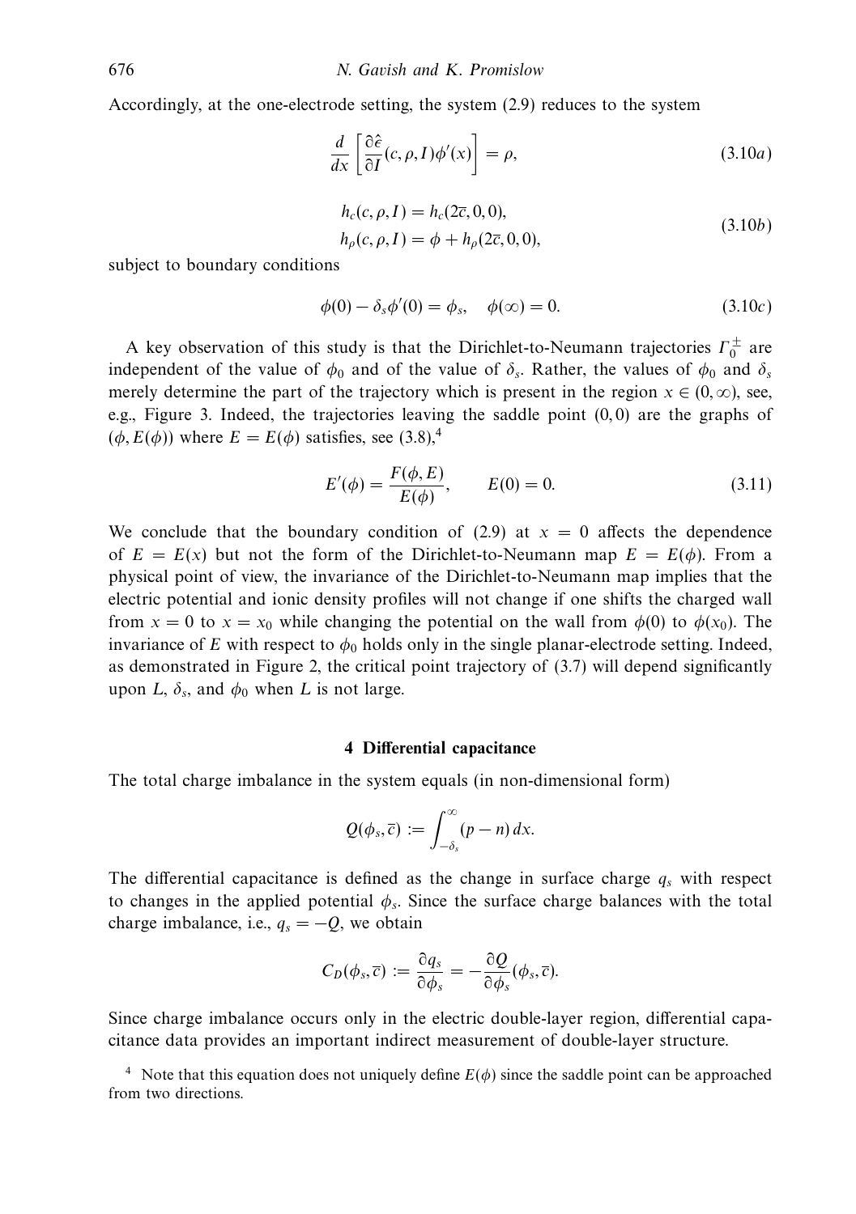Accordingly, at the one-electrode setting, the system (2.9) reduces to the system

$$\frac{d}{dx}\left[\frac{\partial \hat{\epsilon}}{\partial I}(c,\rho,I)\phi'(x)\right] = \rho, \tag{3.10a}$$

$$\begin{aligned} h_c(c,\rho,I) &= h_c(2\overline{c},0,0), \\ h_\rho(c,\rho,I) &= \phi + h_\rho(2\overline{c},0,0), \end{aligned} \tag{3.10b}$$

subject to boundary conditions

$$\phi(0) - \delta_s\phi'(0) = \phi_s, \quad \phi(\infty) = 0. \tag{3.10c}$$

A key observation of this study is that the Dirichlet-to-Neumann trajectories $\Gamma_0^{\pm}$ are independent of the value of $\phi_0$ and of the value of $\delta_s$. Rather, the values of $\phi_0$ and $\delta_s$ merely determine the part of the trajectory which is present in the region $x \in (0,\infty)$, see, e.g., Figure 3. Indeed, the trajectories leaving the saddle point $(0,0)$ are the graphs of $(\phi, E(\phi))$ where $E = E(\phi)$ satisfies, see (3.8),[4]

$$E'(\phi) = \frac{F(\phi,E)}{E(\phi)}, \qquad E(0) = 0. \tag{3.11}$$

We conclude that the boundary condition of (2.9) at $x = 0$ affects the dependence of $E = E(x)$ but not the form of the Dirichlet-to-Neumann map $E = E(\phi)$. From a physical point of view, the invariance of the Dirichlet-to-Neumann map implies that the electric potential and ionic density profiles will not change if one shifts the charged wall from $x = 0$ to $x = x_0$ while changing the potential on the wall from $\phi(0)$ to $\phi(x_0)$. The invariance of $E$ with respect to $\phi_0$ holds only in the single planar-electrode setting. Indeed, as demonstrated in Figure 2, the critical point trajectory of (3.7) will depend significantly upon $L$, $\delta_s$, and $\phi_0$ when $L$ is not large.

## 4 Differential capacitance

The total charge imbalance in the system equals (in non-dimensional form)

$$Q(\phi_s,\overline{c}) := \int_{-\delta_s}^{\infty} (p-n)\,dx.$$

The differential capacitance is defined as the change in surface charge $q_s$ with respect to changes in the applied potential $\phi_s$. Since the surface charge balances with the total charge imbalance, i.e., $q_s = -Q$, we obtain

$$C_D(\phi_s,\overline{c}) := \frac{\partial q_s}{\partial \phi_s} = -\frac{\partial Q}{\partial \phi_s}(\phi_s,\overline{c}).$$

Since charge imbalance occurs only in the electric double-layer region, differential capacitance data provides an important indirect measurement of double-layer structure.

[4] Note that this equation does not uniquely define $E(\phi)$ since the saddle point can be approached from two directions.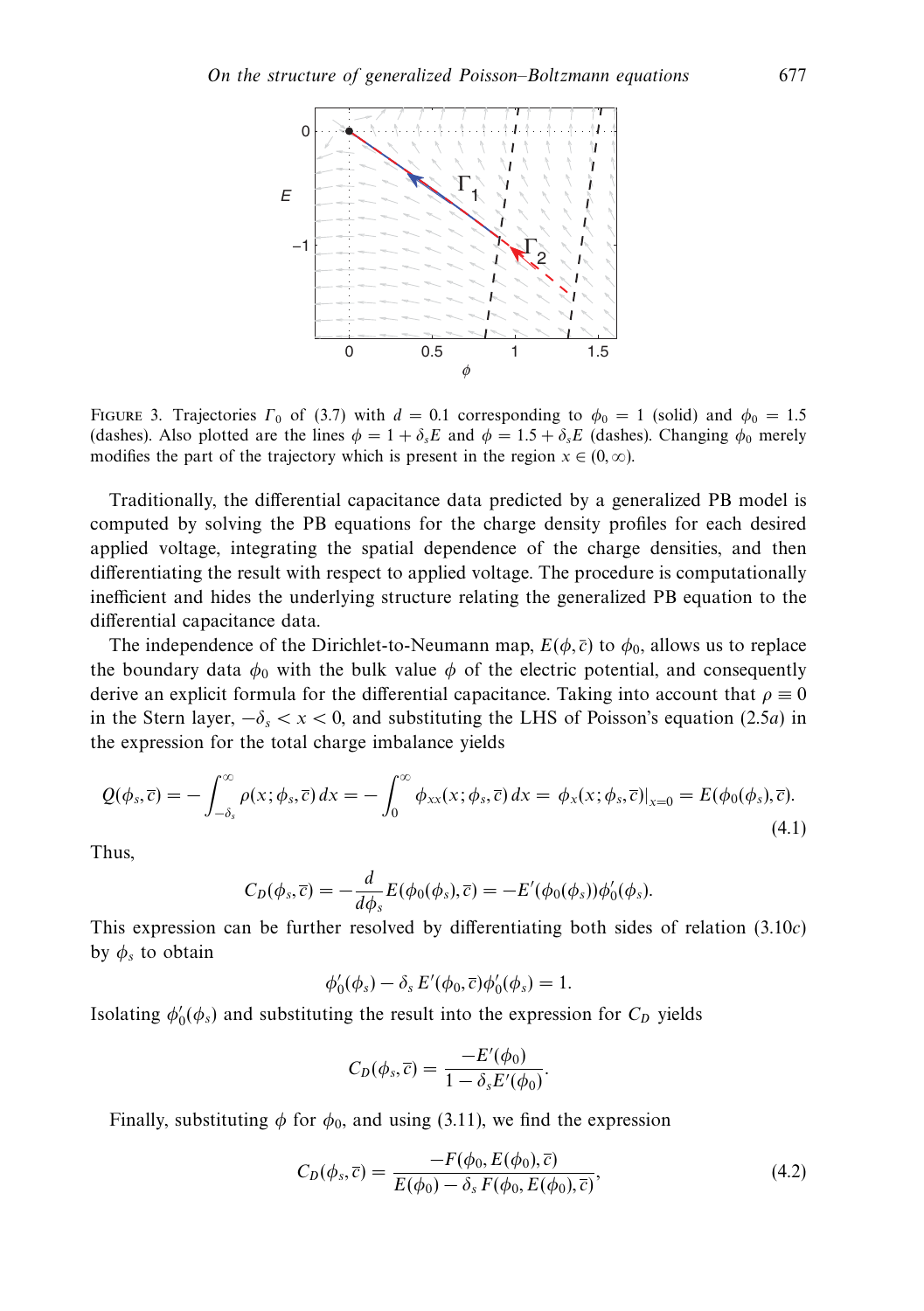FIGURE 3. Trajectories $\Gamma_0$ of (3.7) with $d = 0.1$ corresponding to $\phi_0 = 1$ (solid) and $\phi_0 = 1.5$ (dashes). Also plotted are the lines $\phi = 1 + \delta_s E$ and $\phi = 1.5 + \delta_s E$ (dashes). Changing $\phi_0$ merely modifies the part of the trajectory which is present in the region $x \in (0, \infty)$.

Traditionally, the differential capacitance data predicted by a generalized PB model is computed by solving the PB equations for the charge density profiles for each desired applied voltage, integrating the spatial dependence of the charge densities, and then differentiating the result with respect to applied voltage. The procedure is computationally inefficient and hides the underlying structure relating the generalized PB equation to the differential capacitance data.

The independence of the Dirichlet-to-Neumann map, $E(\phi, \bar{c})$ to $\phi_0$, allows us to replace the boundary data $\phi_0$ with the bulk value $\phi$ of the electric potential, and consequently derive an explicit formula for the differential capacitance. Taking into account that $\rho \equiv 0$ in the Stern layer, $-\delta_s < x < 0$, and substituting the LHS of Poisson's equation (2.5*a*) in the expression for the total charge imbalance yields

$$Q(\phi_s, \bar{c}) = -\int_{-\delta_s}^{\infty} \rho(x; \phi_s, \bar{c})\, dx = -\int_{0}^{\infty} \phi_{xx}(x; \phi_s, \bar{c})\, dx = \phi_x(x; \phi_s, \bar{c})|_{x=0} = E(\phi_0(\phi_s), \bar{c}). \tag{4.1}$$

Thus,

$$C_D(\phi_s, \bar{c}) = -\frac{d}{d\phi_s} E(\phi_0(\phi_s), \bar{c}) = -E'(\phi_0(\phi_s))\phi_0'(\phi_s).$$

This expression can be further resolved by differentiating both sides of relation (3.10*c*) by $\phi_s$ to obtain

$$\phi_0'(\phi_s) - \delta_s\, E'(\phi_0, \bar{c})\phi_0'(\phi_s) = 1.$$

Isolating $\phi_0'(\phi_s)$ and substituting the result into the expression for $C_D$ yields

$$C_D(\phi_s, \bar{c}) = \frac{-E'(\phi_0)}{1 - \delta_s E'(\phi_0)}.$$

Finally, substituting $\phi$ for $\phi_0$, and using (3.11), we find the expression

$$C_D(\phi_s, \bar{c}) = \frac{-F(\phi_0, E(\phi_0), \bar{c})}{E(\phi_0) - \delta_s\, F(\phi_0, E(\phi_0), \bar{c})}, \tag{4.2}$$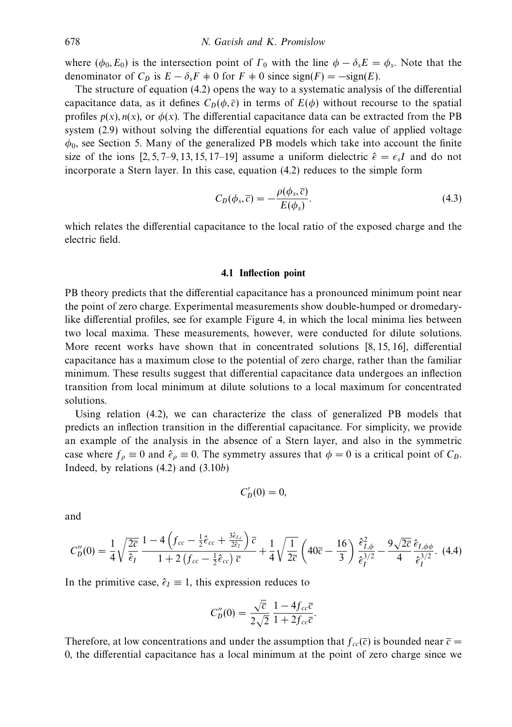where $(\phi_0, E_0)$ is the intersection point of $\Gamma_0$ with the line $\phi - \delta_s E = \phi_s$. Note that the denominator of $C_D$ is $E - \delta_s F \neq 0$ for $F \neq 0$ since $\text{sign}(F) = -\text{sign}(E)$.

The structure of equation (4.2) opens the way to a systematic analysis of the differential capacitance data, as it defines $C_D(\phi, \overline{c})$ in terms of $E(\phi)$ without recourse to the spatial profiles $p(x), n(x)$, or $\phi(x)$. The differential capacitance data can be extracted from the PB system (2.9) without solving the differential equations for each value of applied voltage $\phi_0$, see Section 5. Many of the generalized PB models which take into account the finite size of the ions [2, 5, 7–9, 13, 15, 17–19] assume a uniform dielectric $\hat{\epsilon} = \epsilon_s I$ and do not incorporate a Stern layer. In this case, equation (4.2) reduces to the simple form

$$C_D(\phi_s, \overline{c}) = -\frac{\rho(\phi_s, \overline{c})}{E(\phi_s)}. \tag{4.3}$$

which relates the differential capacitance to the local ratio of the exposed charge and the electric field.

### 4.1 Inflection point

PB theory predicts that the differential capacitance has a pronounced minimum point near the point of zero charge. Experimental measurements show double-humped or dromedary-like differential profiles, see for example Figure 4, in which the local minima lies between two local maxima. These measurements, however, were conducted for dilute solutions. More recent works have shown that in concentrated solutions [8, 15, 16], differential capacitance has a maximum close to the potential of zero charge, rather than the familiar minimum. These results suggest that differential capacitance data undergoes an inflection transition from local minimum at dilute solutions to a local maximum for concentrated solutions.

Using relation (4.2), we can characterize the class of generalized PB models that predicts an inflection transition in the differential capacitance. For simplicity, we provide an example of the analysis in the absence of a Stern layer, and also in the symmetric case where $f_\rho \equiv 0$ and $\hat{\epsilon}_\rho \equiv 0$. The symmetry assures that $\phi = 0$ is a critical point of $C_D$. Indeed, by relations (4.2) and (3.10$b$)

$$C_D'(0) = 0,$$

and

$$C_D''(0) = \frac{1}{4}\sqrt{\frac{2\overline{c}}{\hat{\epsilon}_I}}\,\frac{1 - 4\left(f_{cc} - \frac{1}{2}\hat{\epsilon}_{cc} + \frac{3\hat{\epsilon}_{I,c}}{2\hat{\epsilon}_I}\right)\overline{c}}{1 + 2\left(f_{cc} - \frac{1}{2}\hat{\epsilon}_{cc}\right)\overline{c}} + \frac{1}{4}\sqrt{\frac{1}{2\overline{c}}}\left(40\overline{c} - \frac{16}{3}\right)\frac{\hat{\epsilon}_{I,\phi}^2}{\hat{\epsilon}_I^{3/2}} - \frac{9\sqrt{2\overline{c}}}{4}\frac{\hat{\epsilon}_{I,\phi\phi}}{\hat{\epsilon}_I^{3/2}}. \tag{4.4}$$

In the primitive case, $\hat{\epsilon}_I \equiv 1$, this expression reduces to

$$C_D''(0) = \frac{\sqrt{\overline{c}}}{2\sqrt{2}}\,\frac{1 - 4f_{cc}\overline{c}}{1 + 2f_{cc}\overline{c}}.$$

Therefore, at low concentrations and under the assumption that $f_{cc}(\overline{c})$ is bounded near $\overline{c} = 0$, the differential capacitance has a local minimum at the point of zero charge since we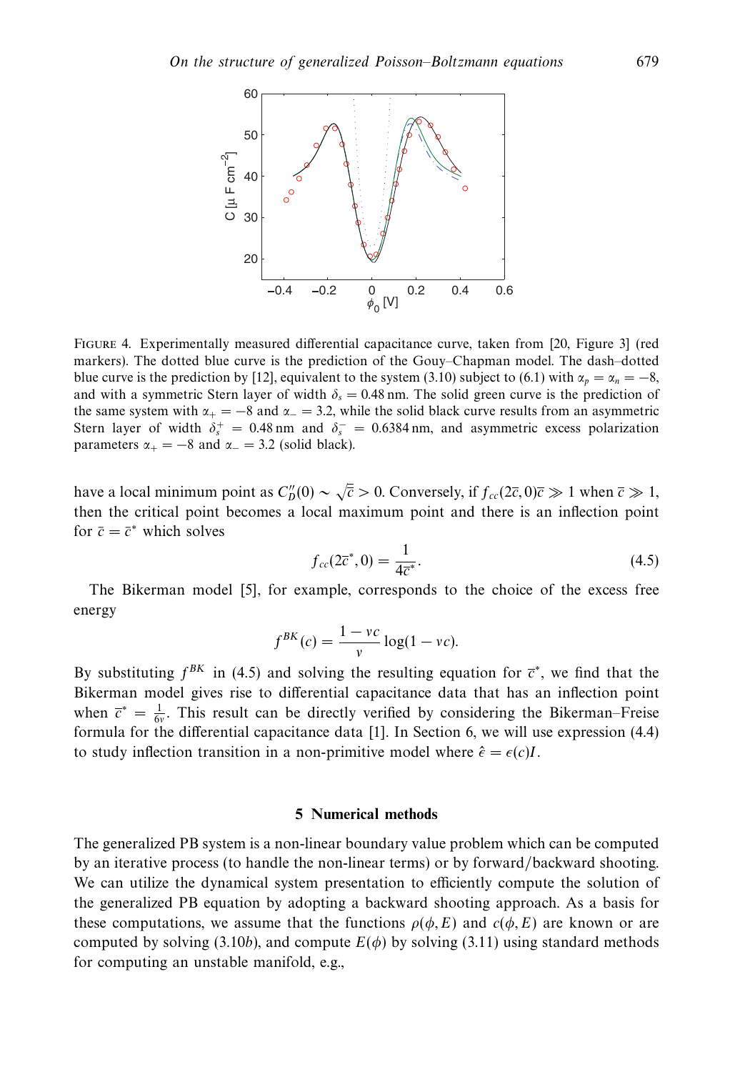FIGURE 4. Experimentally measured differential capacitance curve, taken from [20, Figure 3] (red markers). The dotted blue curve is the prediction of the Gouy–Chapman model. The dash–dotted blue curve is the prediction by [12], equivalent to the system (3.10) subject to (6.1) with $\alpha_p = \alpha_n = -8$, and with a symmetric Stern layer of width $\delta_s = 0.48$ nm. The solid green curve is the prediction of the same system with $\alpha_+ = -8$ and $\alpha_- = 3.2$, while the solid black curve results from an asymmetric Stern layer of width $\delta_s^+ = 0.48$ nm and $\delta_s^- = 0.6384$ nm, and asymmetric excess polarization parameters $\alpha_+ = -8$ and $\alpha_- = 3.2$ (solid black).

have a local minimum point as $C_D''(0) \sim \sqrt{\bar{c}} > 0$. Conversely, if $f_{cc}(2\bar{c}, 0)\bar{c} \gg 1$ when $\bar{c} \gg 1$, then the critical point becomes a local maximum point and there is an inflection point for $\bar{c} = \bar{c}^*$ which solves

$$f_{cc}(2\bar{c}^*, 0) = \frac{1}{4\bar{c}^*}. \tag{4.5}$$

The Bikerman model [5], for example, corresponds to the choice of the excess free energy

$$f^{BK}(c) = \frac{1 - vc}{v} \log(1 - vc).$$

By substituting $f^{BK}$ in (4.5) and solving the resulting equation for $\bar{c}^*$, we find that the Bikerman model gives rise to differential capacitance data that has an inflection point when $\bar{c}^* = \frac{1}{6v}$. This result can be directly verified by considering the Bikerman–Freise formula for the differential capacitance data [1]. In Section 6, we will use expression (4.4) to study inflection transition in a non-primitive model where $\hat{\epsilon} = \epsilon(c)I$.

## 5 Numerical methods

The generalized PB system is a non-linear boundary value problem which can be computed by an iterative process (to handle the non-linear terms) or by forward/backward shooting. We can utilize the dynamical system presentation to efficiently compute the solution of the generalized PB equation by adopting a backward shooting approach. As a basis for these computations, we assume that the functions $\rho(\phi, E)$ and $c(\phi, E)$ are known or are computed by solving (3.10*b*), and compute $E(\phi)$ by solving (3.11) using standard methods for computing an unstable manifold, e.g.,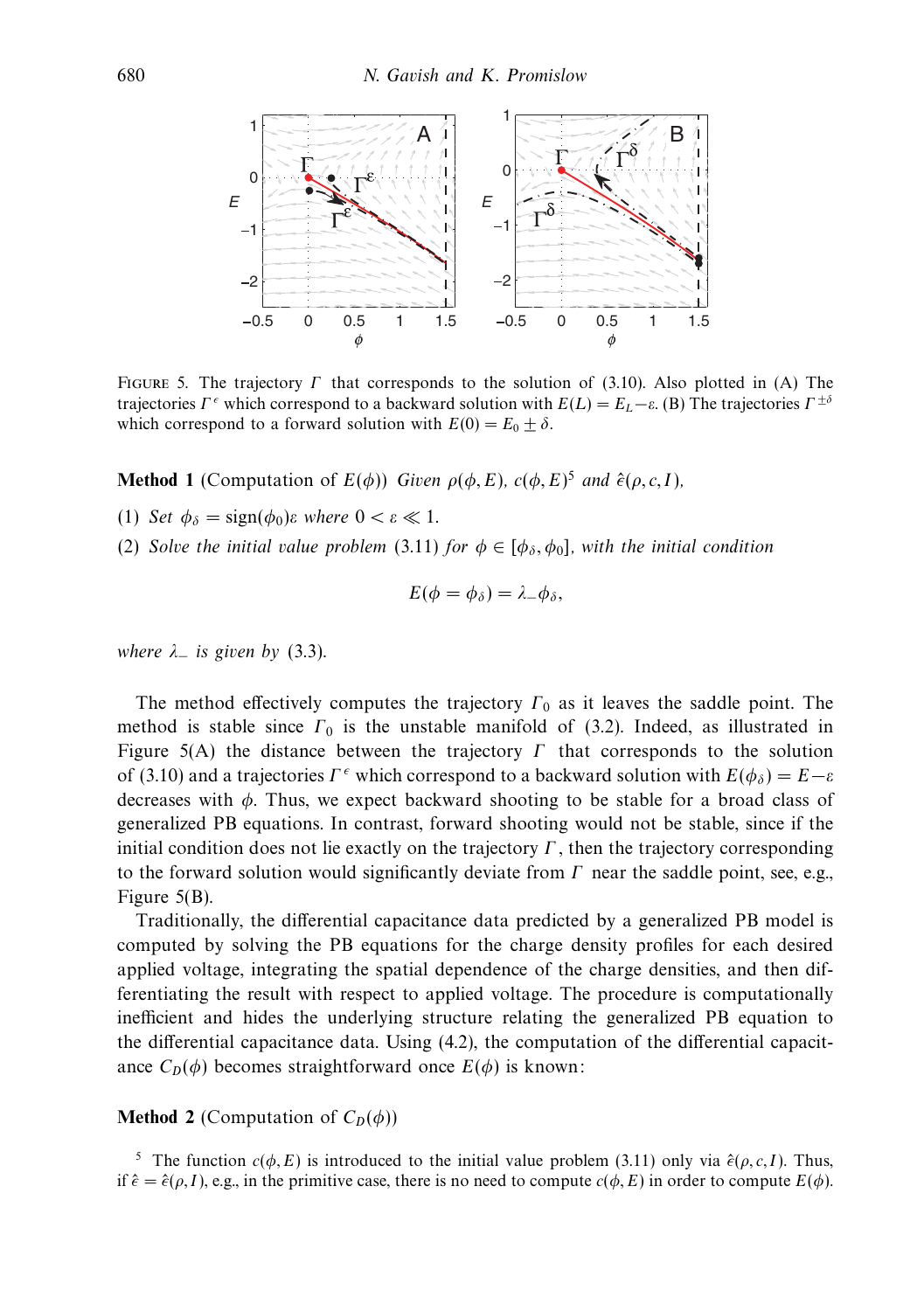FIGURE 5. The trajectory $\Gamma$ that corresponds to the solution of (3.10). Also plotted in (A) The trajectories $\Gamma^{\epsilon}$ which correspond to a backward solution with $E(L) = E_L - \varepsilon$. (B) The trajectories $\Gamma^{\pm\delta}$ which correspond to a forward solution with $E(0) = E_0 \pm \delta$.

**Method 1** (Computation of $E(\phi)$) *Given* $\rho(\phi, E)$, $c(\phi, E)$[5] *and* $\hat{\epsilon}(\rho, c, I)$,

(1) *Set* $\phi_\delta = \text{sign}(\phi_0)\varepsilon$ *where* $0 < \varepsilon \ll 1$.

(2) *Solve the initial value problem* (3.11) *for* $\phi \in [\phi_\delta, \phi_0]$, *with the initial condition*

$$E(\phi = \phi_\delta) = \lambda_- \phi_\delta,$$

*where* $\lambda_-$ *is given by* (3.3).

The method effectively computes the trajectory $\Gamma_0$ as it leaves the saddle point. The method is stable since $\Gamma_0$ is the unstable manifold of (3.2). Indeed, as illustrated in Figure 5(A) the distance between the trajectory $\Gamma$ that corresponds to the solution of (3.10) and a trajectories $\Gamma^{\epsilon}$ which correspond to a backward solution with $E(\phi_\delta) = E - \varepsilon$ decreases with $\phi$. Thus, we expect backward shooting to be stable for a broad class of generalized PB equations. In contrast, forward shooting would not be stable, since if the initial condition does not lie exactly on the trajectory $\Gamma$, then the trajectory corresponding to the forward solution would significantly deviate from $\Gamma$ near the saddle point, see, e.g., Figure 5(B).

Traditionally, the differential capacitance data predicted by a generalized PB model is computed by solving the PB equations for the charge density profiles for each desired applied voltage, integrating the spatial dependence of the charge densities, and then differentiating the result with respect to applied voltage. The procedure is computationally inefficient and hides the underlying structure relating the generalized PB equation to the differential capacitance data. Using (4.2), the computation of the differential capacitance $C_D(\phi)$ becomes straightforward once $E(\phi)$ is known:

**Method 2** (Computation of $C_D(\phi)$)

[5] The function $c(\phi, E)$ is introduced to the initial value problem (3.11) only via $\hat{\epsilon}(\rho, c, I)$. Thus, if $\hat{\epsilon} = \hat{\epsilon}(\rho, I)$, e.g., in the primitive case, there is no need to compute $c(\phi, E)$ in order to compute $E(\phi)$.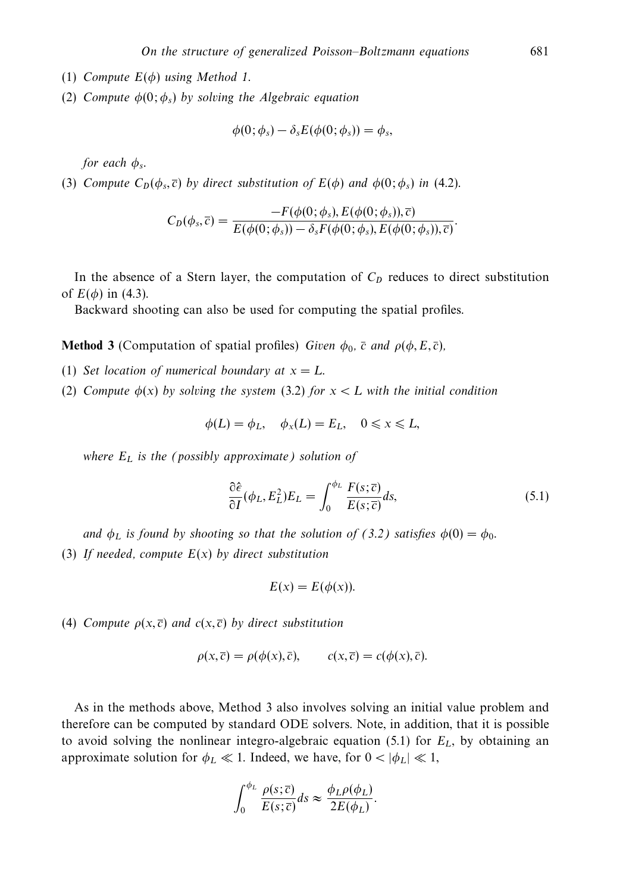(1) *Compute $E(\phi)$ using Method 1.*

(2) *Compute $\phi(0;\phi_s)$ by solving the Algebraic equation*

$$\phi(0;\phi_s) - \delta_s E(\phi(0;\phi_s)) = \phi_s,$$

*for each $\phi_s$.*

(3) *Compute $C_D(\phi_s, \overline{c})$ by direct substitution of $E(\phi)$ and $\phi(0;\phi_s)$ in (4.2).*

$$C_D(\phi_s, \overline{c}) = \frac{-F(\phi(0;\phi_s), E(\phi(0;\phi_s)), \overline{c})}{E(\phi(0;\phi_s)) - \delta_s F(\phi(0;\phi_s), E(\phi(0;\phi_s)), \overline{c})}.$$

In the absence of a Stern layer, the computation of $C_D$ reduces to direct substitution of $E(\phi)$ in (4.3).

Backward shooting can also be used for computing the spatial profiles.

**Method 3** (Computation of spatial profiles) *Given $\phi_0$, $\overline{c}$ and $\rho(\phi, E, \overline{c})$,*

(1) *Set location of numerical boundary at $x = L$.*

(2) *Compute $\phi(x)$ by solving the system (3.2) for $x < L$ with the initial condition*

$$\phi(L) = \phi_L, \quad \phi_x(L) = E_L, \quad 0 \leqslant x \leqslant L,$$

*where $E_L$ is the (possibly approximate) solution of*

$$\frac{\partial \hat{\epsilon}}{\partial I}(\phi_L, E_L^2)E_L = \int_0^{\phi_L} \frac{F(s;\overline{c})}{E(s;\overline{c})} ds, \tag{5.1}$$

*and $\phi_L$ is found by shooting so that the solution of (3.2) satisfies $\phi(0) = \phi_0$.*

(3) *If needed, compute $E(x)$ by direct substitution*

$$E(x) = E(\phi(x)).$$

(4) *Compute $\rho(x, \overline{c})$ and $c(x, \overline{c})$ by direct substitution*

$$\rho(x, \overline{c}) = \rho(\phi(x), \overline{c}), \qquad c(x, \overline{c}) = c(\phi(x), \overline{c}).$$

As in the methods above, Method 3 also involves solving an initial value problem and therefore can be computed by standard ODE solvers. Note, in addition, that it is possible to avoid solving the nonlinear integro-algebraic equation (5.1) for $E_L$, by obtaining an approximate solution for $\phi_L \ll 1$. Indeed, we have, for $0 < |\phi_L| \ll 1$,

$$\int_0^{\phi_L} \frac{\rho(s;\overline{c})}{E(s;\overline{c})} ds \approx \frac{\phi_L \rho(\phi_L)}{2E(\phi_L)}.$$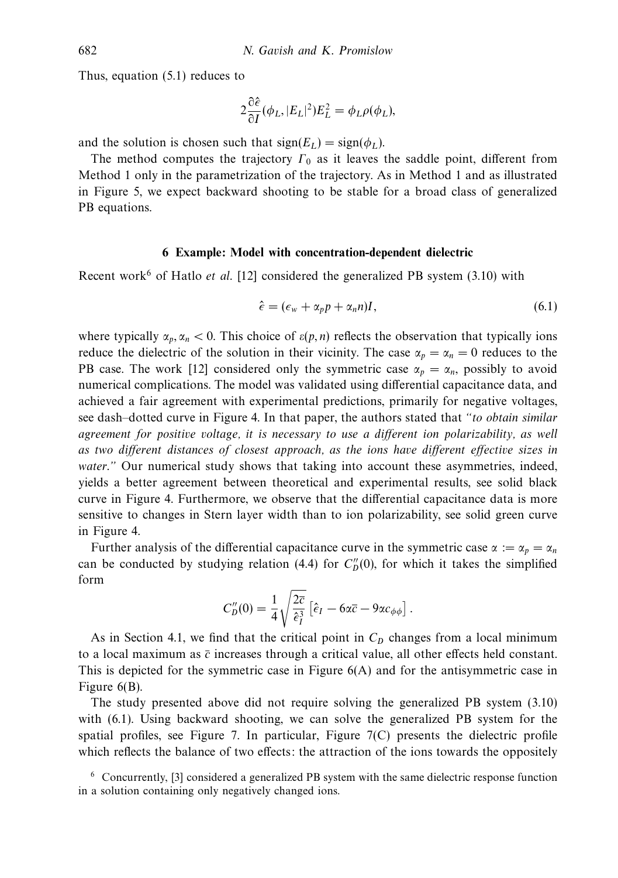Thus, equation (5.1) reduces to

$$2\frac{\partial \hat{\epsilon}}{\partial I}(\phi_L, |E_L|^2)E_L^2 = \phi_L \rho(\phi_L),$$

and the solution is chosen such that $\text{sign}(E_L) = \text{sign}(\phi_L)$.

The method computes the trajectory $\Gamma_0$ as it leaves the saddle point, different from Method 1 only in the parametrization of the trajectory. As in Method 1 and as illustrated in Figure 5, we expect backward shooting to be stable for a broad class of generalized PB equations.

## 6 Example: Model with concentration-dependent dielectric

Recent work[6] of Hatlo *et al.* [12] considered the generalized PB system (3.10) with

$$\hat{\epsilon} = (\epsilon_w + \alpha_p p + \alpha_n n)I, \tag{6.1}$$

where typically $\alpha_p, \alpha_n < 0$. This choice of $\varepsilon(p, n)$ reflects the observation that typically ions reduce the dielectric of the solution in their vicinity. The case $\alpha_p = \alpha_n = 0$ reduces to the PB case. The work [12] considered only the symmetric case $\alpha_p = \alpha_n$, possibly to avoid numerical complications. The model was validated using differential capacitance data, and achieved a fair agreement with experimental predictions, primarily for negative voltages, see dash–dotted curve in Figure 4. In that paper, the authors stated that *"to obtain similar agreement for positive voltage, it is necessary to use a different ion polarizability, as well as two different distances of closest approach, as the ions have different effective sizes in water."* Our numerical study shows that taking into account these asymmetries, indeed, yields a better agreement between theoretical and experimental results, see solid black curve in Figure 4. Furthermore, we observe that the differential capacitance data is more sensitive to changes in Stern layer width than to ion polarizability, see solid green curve in Figure 4.

Further analysis of the differential capacitance curve in the symmetric case $\alpha := \alpha_p = \alpha_n$ can be conducted by studying relation (4.4) for $C_D''(0)$, for which it takes the simplified form

$$C_D''(0) = \frac{1}{4}\sqrt{\frac{2\bar{c}}{\hat{\epsilon}_I^3}}\left[\hat{\epsilon}_I - 6\alpha\bar{c} - 9\alpha c_{\phi\phi}\right].$$

As in Section 4.1, we find that the critical point in $C_D$ changes from a local minimum to a local maximum as $\bar{c}$ increases through a critical value, all other effects held constant. This is depicted for the symmetric case in Figure 6(A) and for the antisymmetric case in Figure 6(B).

The study presented above did not require solving the generalized PB system (3.10) with (6.1). Using backward shooting, we can solve the generalized PB system for the spatial profiles, see Figure 7. In particular, Figure 7(C) presents the dielectric profile which reflects the balance of two effects: the attraction of the ions towards the oppositely

[6] Concurrently, [3] considered a generalized PB system with the same dielectric response function in a solution containing only negatively changed ions.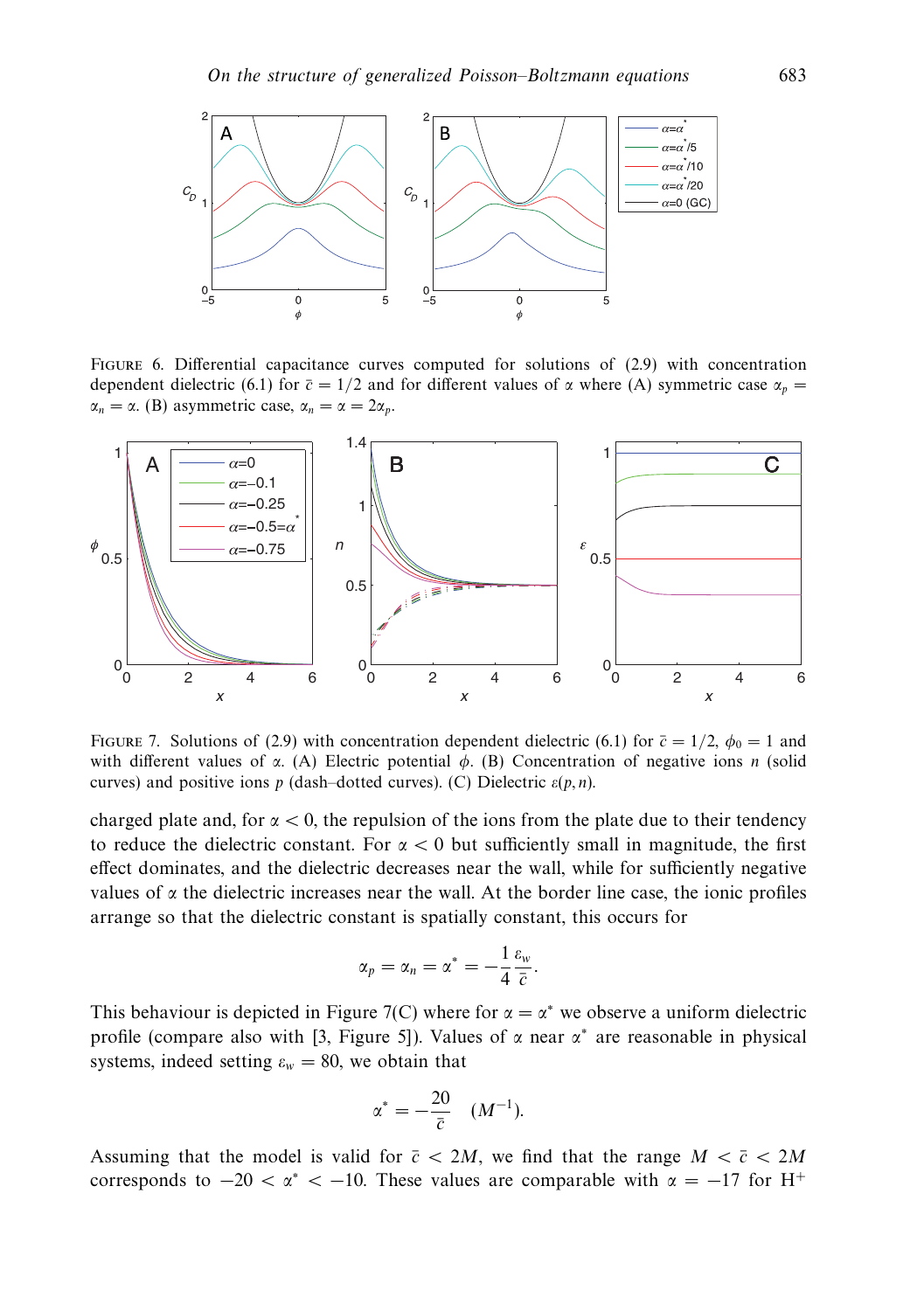FIGURE 6. Differential capacitance curves computed for solutions of (2.9) with concentration dependent dielectric (6.1) for $\bar{c} = 1/2$ and for different values of $\alpha$ where (A) symmetric case $\alpha_p = \alpha_n = \alpha$. (B) asymmetric case, $\alpha_n = \alpha = 2\alpha_p$.

FIGURE 7. Solutions of (2.9) with concentration dependent dielectric (6.1) for $\bar{c} = 1/2$, $\phi_0 = 1$ and with different values of $\alpha$. (A) Electric potential $\phi$. (B) Concentration of negative ions $n$ (solid curves) and positive ions $p$ (dash–dotted curves). (C) Dielectric $\varepsilon(p, n)$.

charged plate and, for $\alpha < 0$, the repulsion of the ions from the plate due to their tendency to reduce the dielectric constant. For $\alpha < 0$ but sufficiently small in magnitude, the first effect dominates, and the dielectric decreases near the wall, while for sufficiently negative values of $\alpha$ the dielectric increases near the wall. At the border line case, the ionic profiles arrange so that the dielectric constant is spatially constant, this occurs for

$$\alpha_p = \alpha_n = \alpha^* = -\frac{1}{4}\frac{\varepsilon_w}{\bar{c}}.$$

This behaviour is depicted in Figure 7(C) where for $\alpha = \alpha^*$ we observe a uniform dielectric profile (compare also with [3, Figure 5]). Values of $\alpha$ near $\alpha^*$ are reasonable in physical systems, indeed setting $\varepsilon_w = 80$, we obtain that

$$\alpha^* = -\frac{20}{\bar{c}} \quad (M^{-1}).$$

Assuming that the model is valid for $\bar{c} < 2M$, we find that the range $M < \bar{c} < 2M$ corresponds to $-20 < \alpha^* < -10$. These values are comparable with $\alpha = -17$ for $H^+$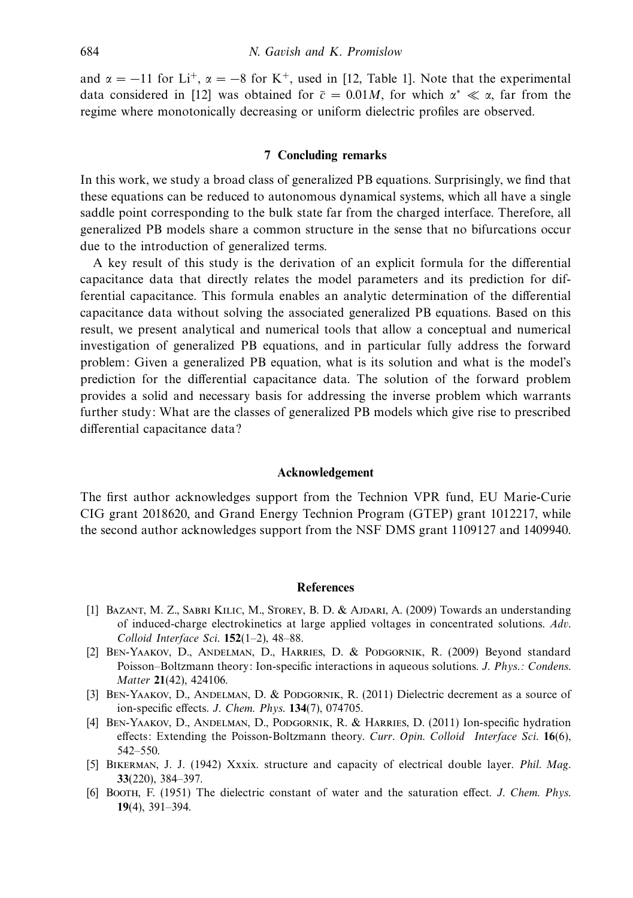and $\alpha = -11$ for $Li^+$, $\alpha = -8$ for $K^+$, used in [12, Table 1]. Note that the experimental data considered in [12] was obtained for $\bar{c} = 0.01M$, for which $\alpha^* \ll \alpha$, far from the regime where monotonically decreasing or uniform dielectric profiles are observed.

## 7 Concluding remarks

In this work, we study a broad class of generalized PB equations. Surprisingly, we find that these equations can be reduced to autonomous dynamical systems, which all have a single saddle point corresponding to the bulk state far from the charged interface. Therefore, all generalized PB models share a common structure in the sense that no bifurcations occur due to the introduction of generalized terms.

A key result of this study is the derivation of an explicit formula for the differential capacitance data that directly relates the model parameters and its prediction for differential capacitance. This formula enables an analytic determination of the differential capacitance data without solving the associated generalized PB equations. Based on this result, we present analytical and numerical tools that allow a conceptual and numerical investigation of generalized PB equations, and in particular fully address the forward problem: Given a generalized PB equation, what is its solution and what is the model's prediction for the differential capacitance data. The solution of the forward problem provides a solid and necessary basis for addressing the inverse problem which warrants further study: What are the classes of generalized PB models which give rise to prescribed differential capacitance data?

## Acknowledgement

The first author acknowledges support from the Technion VPR fund, EU Marie-Curie CIG grant 2018620, and Grand Energy Technion Program (GTEP) grant 1012217, while the second author acknowledges support from the NSF DMS grant 1109127 and 1409940.

## References

[1] Bazant, M. Z., Sabri Kilic, M., Storey, B. D. & Ajdari, A. (2009) Towards an understanding of induced-charge electrokinetics at large applied voltages in concentrated solutions. *Adv. Colloid Interface Sci.* **152**(1–2), 48–88.

[2] Ben-Yaakov, D., Andelman, D., Harries, D. & Podgornik, R. (2009) Beyond standard Poisson–Boltzmann theory: Ion-specific interactions in aqueous solutions. *J. Phys.: Condens. Matter* **21**(42), 424106.

[3] Ben-Yaakov, D., Andelman, D. & Podgornik, R. (2011) Dielectric decrement as a source of ion-specific effects. *J. Chem. Phys.* **134**(7), 074705.

[4] Ben-Yaakov, D., Andelman, D., Podgornik, R. & Harries, D. (2011) Ion-specific hydration effects: Extending the Poisson-Boltzmann theory. *Curr. Opin. Colloid Interface Sci.* **16**(6), 542–550.

[5] Bikerman, J. J. (1942) Xxxix. structure and capacity of electrical double layer. *Phil. Mag.* **33**(220), 384–397.

[6] Booth, F. (1951) The dielectric constant of water and the saturation effect. *J. Chem. Phys.* **19**(4), 391–394.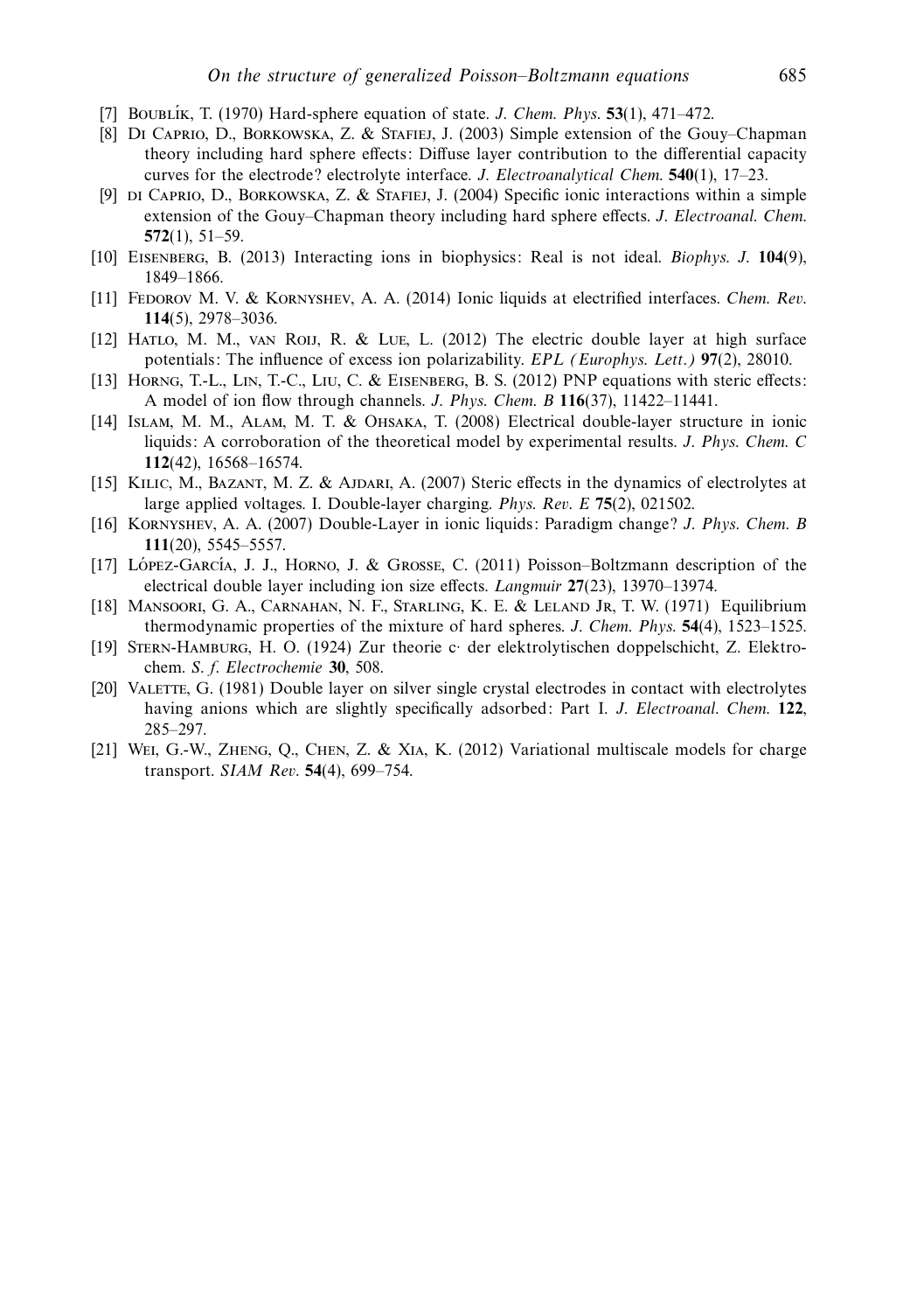[7] Boublík, T. (1970) Hard-sphere equation of state. *J. Chem. Phys.* **53**(1), 471–472.

[8] Di Caprio, D., Borkowska, Z. & Stafiej, J. (2003) Simple extension of the Gouy–Chapman theory including hard sphere effects: Diffuse layer contribution to the differential capacity curves for the electrode? electrolyte interface. *J. Electroanalytical Chem.* **540**(1), 17–23.

[9] di Caprio, D., Borkowska, Z. & Stafiej, J. (2004) Specific ionic interactions within a simple extension of the Gouy–Chapman theory including hard sphere effects. *J. Electroanal. Chem.* **572**(1), 51–59.

[10] Eisenberg, B. (2013) Interacting ions in biophysics: Real is not ideal. *Biophys. J.* **104**(9), 1849–1866.

[11] Fedorov M. V. & Kornyshev, A. A. (2014) Ionic liquids at electrified interfaces. *Chem. Rev.* **114**(5), 2978–3036.

[12] Hatlo, M. M., van Roij, R. & Lue, L. (2012) The electric double layer at high surface potentials: The influence of excess ion polarizability. *EPL (Europhys. Lett.)* **97**(2), 28010.

[13] Horng, T.-L., Lin, T.-C., Liu, C. & Eisenberg, B. S. (2012) PNP equations with steric effects: A model of ion flow through channels. *J. Phys. Chem. B* **116**(37), 11422–11441.

[14] Islam, M. M., Alam, M. T. & Ohsaka, T. (2008) Electrical double-layer structure in ionic liquids: A corroboration of the theoretical model by experimental results. *J. Phys. Chem. C* **112**(42), 16568–16574.

[15] Kilic, M., Bazant, M. Z. & Ajdari, A. (2007) Steric effects in the dynamics of electrolytes at large applied voltages. I. Double-layer charging. *Phys. Rev. E* **75**(2), 021502.

[16] Kornyshev, A. A. (2007) Double-Layer in ionic liquids: Paradigm change? *J. Phys. Chem. B* **111**(20), 5545–5557.

[17] López-García, J. J., Horno, J. & Grosse, C. (2011) Poisson–Boltzmann description of the electrical double layer including ion size effects. *Langmuir* **27**(23), 13970–13974.

[18] Mansoori, G. A., Carnahan, N. F., Starling, K. E. & Leland Jr, T. W. (1971) Equilibrium thermodynamic properties of the mixture of hard spheres. *J. Chem. Phys.* **54**(4), 1523–1525.

[19] Stern-Hamburg, H. O. (1924) Zur theorie c· der elektrolytischen doppelschicht, Z. Elektrochem. *S. f. Electrochemie* **30**, 508.

[20] Valette, G. (1981) Double layer on silver single crystal electrodes in contact with electrolytes having anions which are slightly specifically adsorbed: Part I. *J. Electroanal. Chem.* **122**, 285–297.

[21] Wei, G.-W., Zheng, Q., Chen, Z. & Xia, K. (2012) Variational multiscale models for charge transport. *SIAM Rev.* **54**(4), 699–754.